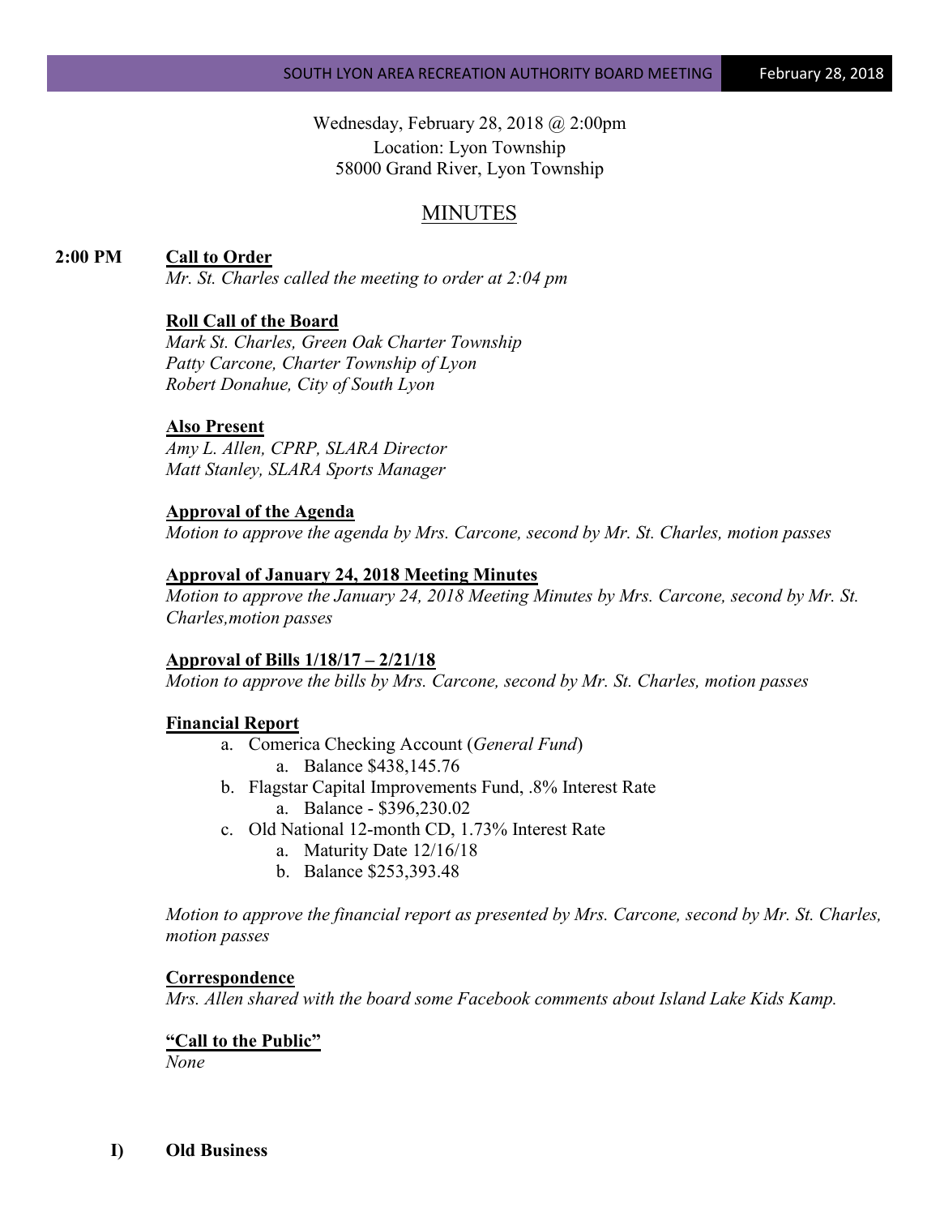Wednesday, February 28, 2018 @ 2:00pm
Location: Lyon Township
58000 Grand River, Lyon Township

# MINUTES

**2:00 PM** **Call to Order**

*Mr. St. Charles called the meeting to order at 2:04 pm*

**Roll Call of the Board**

*Mark St. Charles, Green Oak Charter Township*
*Patty Carcone, Charter Township of Lyon*
*Robert Donahue, City of South Lyon*

**Also Present**

*Amy L. Allen, CPRP, SLARA Director*
*Matt Stanley, SLARA Sports Manager*

**Approval of the Agenda**

*Motion to approve the agenda by Mrs. Carcone, second by Mr. St. Charles, motion passes*

**Approval of January 24, 2018 Meeting Minutes**

*Motion to approve the January 24, 2018 Meeting Minutes by Mrs. Carcone, second by Mr. St. Charles,motion passes*

**Approval of Bills 1/18/17 – 2/21/18**

*Motion to approve the bills by Mrs. Carcone, second by Mr. St. Charles, motion passes*

**Financial Report**

a. Comerica Checking Account (*General Fund*)
   a. Balance $438,145.76
b. Flagstar Capital Improvements Fund, .8% Interest Rate
   a. Balance - $396,230.02
c. Old National 12-month CD, 1.73% Interest Rate
   a. Maturity Date 12/16/18
   b. Balance $253,393.48

*Motion to approve the financial report as presented by Mrs. Carcone, second by Mr. St. Charles, motion passes*

**Correspondence**

*Mrs. Allen shared with the board some Facebook comments about Island Lake Kids Kamp.*

**"Call to the Public"**

*None*

**I) Old Business**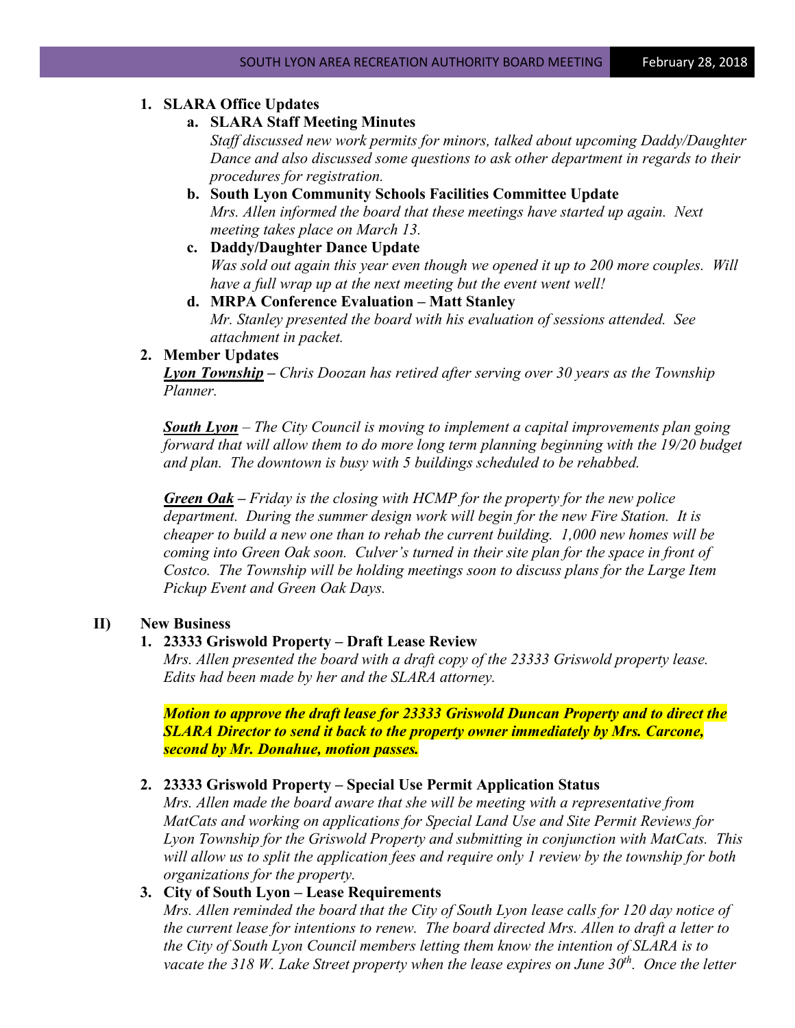1. **SLARA Office Updates**
   a. **SLARA Staff Meeting Minutes**
   *Staff discussed new work permits for minors, talked about upcoming Daddy/Daughter Dance and also discussed some questions to ask other department in regards to their procedures for registration.*
   b. **South Lyon Community Schools Facilities Committee Update**
   *Mrs. Allen informed the board that these meetings have started up again. Next meeting takes place on March 13.*
   c. **Daddy/Daughter Dance Update**
   *Was sold out again this year even though we opened it up to 200 more couples. Will have a full wrap up at the next meeting but the event went well!*
   d. **MRPA Conference Evaluation – Matt Stanley**
   *Mr. Stanley presented the board with his evaluation of sessions attended. See attachment in packet.*
2. **Member Updates**
   ***Lyon Township*** *– Chris Doozan has retired after serving over 30 years as the Township Planner.*

   ***South Lyon*** *– The City Council is moving to implement a capital improvements plan going forward that will allow them to do more long term planning beginning with the 19/20 budget and plan. The downtown is busy with 5 buildings scheduled to be rehabbed.*

   ***Green Oak*** *– Friday is the closing with HCMP for the property for the new police department. During the summer design work will begin for the new Fire Station. It is cheaper to build a new one than to rehab the current building. 1,000 new homes will be coming into Green Oak soon. Culver's turned in their site plan for the space in front of Costco. The Township will be holding meetings soon to discuss plans for the Large Item Pickup Event and Green Oak Days.*

## II) New Business

1. **23333 Griswold Property – Draft Lease Review**
   *Mrs. Allen presented the board with a draft copy of the 23333 Griswold property lease. Edits had been made by her and the SLARA attorney.*

   ***Motion to approve the draft lease for 23333 Griswold Duncan Property and to direct the SLARA Director to send it back to the property owner immediately by Mrs. Carcone, second by Mr. Donahue, motion passes.***

2. **23333 Griswold Property – Special Use Permit Application Status**
   *Mrs. Allen made the board aware that she will be meeting with a representative from MatCats and working on applications for Special Land Use and Site Permit Reviews for Lyon Township for the Griswold Property and submitting in conjunction with MatCats. This will allow us to split the application fees and require only 1 review by the township for both organizations for the property.*
3. **City of South Lyon – Lease Requirements**
   *Mrs. Allen reminded the board that the City of South Lyon lease calls for 120 day notice of the current lease for intentions to renew. The board directed Mrs. Allen to draft a letter to the City of South Lyon Council members letting them know the intention of SLARA is to vacate the 318 W. Lake Street property when the lease expires on June 30th. Once the letter*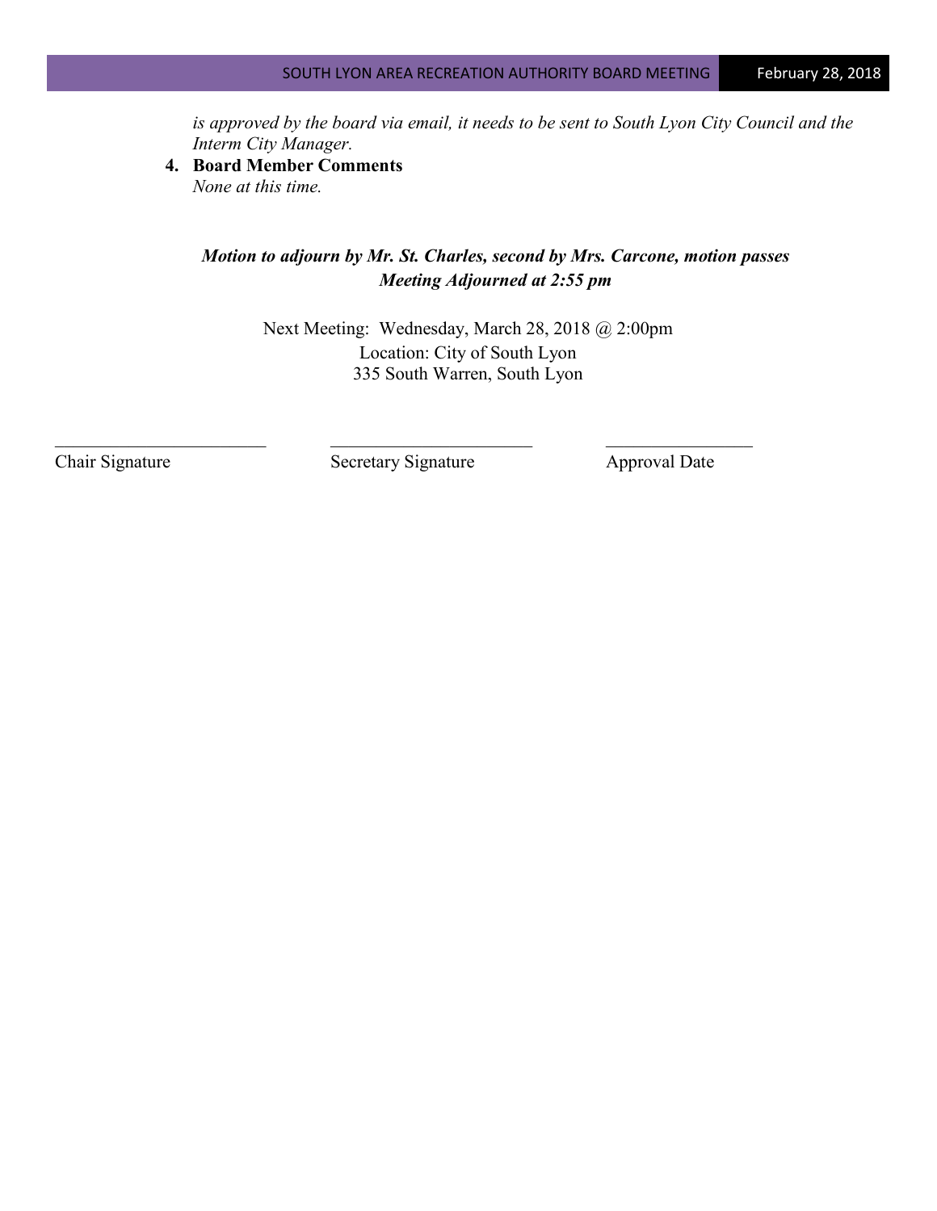*is approved by the board via email, it needs to be sent to South Lyon City Council and the Interm City Manager.*

4. **Board Member Comments**
   *None at this time.*

***Motion to adjourn by Mr. St. Charles, second by Mrs. Carcone, motion passes***
***Meeting Adjourned at 2:55 pm***

Next Meeting: Wednesday, March 28, 2018 @ 2:00pm
Location: City of South Lyon
335 South Warren, South Lyon

______________________ ______________________ ________________
Chair Signature Secretary Signature Approval Date